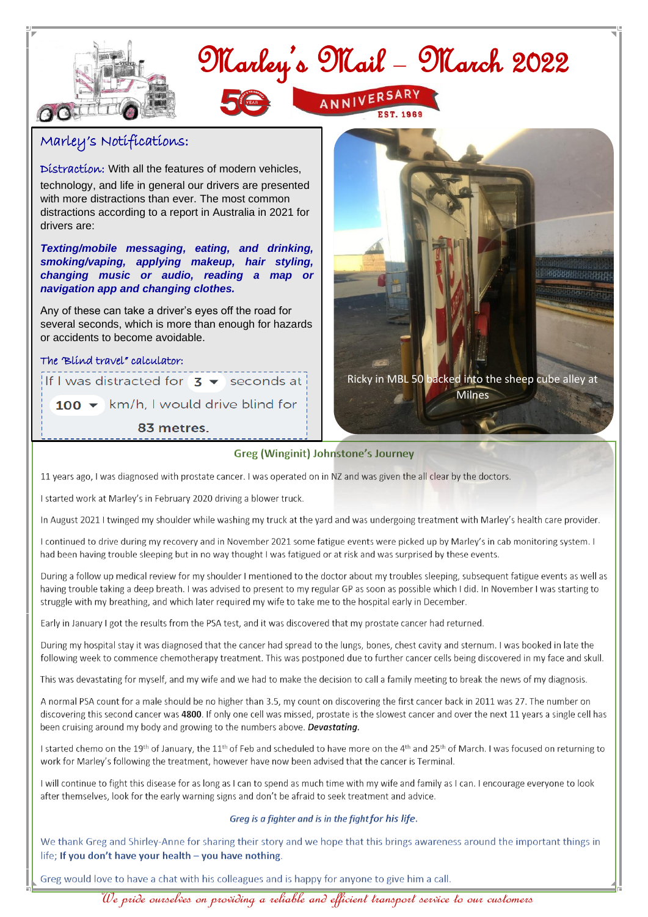# Marley's Mail – March 2022

ANNIVERSARY
EST. 1969

## Marley's Notifications:

Distraction: With all the features of modern vehicles, technology, and life in general our drivers are presented with more distractions than ever. The most common distractions according to a report in Australia in 2021 for drivers are:

***Texting/mobile messaging, eating, and drinking, smoking/vaping, applying makeup, hair styling, changing music or audio, reading a map or navigation app and changing clothes.***

Any of these can take a driver's eyes off the road for several seconds, which is more than enough for hazards or accidents to become avoidable.

The 'Blind travel" calculator:

If I was distracted for 3 seconds at 100 km/h, I would drive blind for

83 metres.

Ricky in MBL 50 backed into the sheep cube alley at Milnes

## Greg (Winginit) Johnstone's Journey

11 years ago, I was diagnosed with prostate cancer. I was operated on in NZ and was given the all clear by the doctors.

I started work at Marley's in February 2020 driving a blower truck.

In August 2021 I twinged my shoulder while washing my truck at the yard and was undergoing treatment with Marley's health care provider.

I continued to drive during my recovery and in November 2021 some fatigue events were picked up by Marley's in cab monitoring system. I had been having trouble sleeping but in no way thought I was fatigued or at risk and was surprised by these events.

During a follow up medical review for my shoulder I mentioned to the doctor about my troubles sleeping, subsequent fatigue events as well as having trouble taking a deep breath. I was advised to present to my regular GP as soon as possible which I did. In November I was starting to struggle with my breathing, and which later required my wife to take me to the hospital early in December.

Early in January I got the results from the PSA test, and it was discovered that my prostate cancer had returned.

During my hospital stay it was diagnosed that the cancer had spread to the lungs, bones, chest cavity and sternum. I was booked in late the following week to commence chemotherapy treatment. This was postponed due to further cancer cells being discovered in my face and skull.

This was devastating for myself, and my wife and we had to make the decision to call a family meeting to break the news of my diagnosis.

A normal PSA count for a male should be no higher than 3.5, my count on discovering the first cancer back in 2011 was 27. The number on discovering this second cancer was **4800**. If only one cell was missed, prostate is the slowest cancer and over the next 11 years a single cell has been cruising around my body and growing to the numbers above. ***Devastating.***

I started chemo on the 19th of January, the 11th of Feb and scheduled to have more on the 4th and 25th of March. I was focused on returning to work for Marley's following the treatment, however have now been advised that the cancer is Terminal.

I will continue to fight this disease for as long as I can to spend as much time with my wife and family as I can. I encourage everyone to look after themselves, look for the early warning signs and don't be afraid to seek treatment and advice.

*Greg is a fighter and is in the fight for his life.*

We thank Greg and Shirley-Anne for sharing their story and we hope that this brings awareness around the important things in life; **If you don't have your health – you have nothing**.

Greg would love to have a chat with his colleagues and is happy for anyone to give him a call.

*We pride ourselves on providing a reliable and efficient transport service to our customers*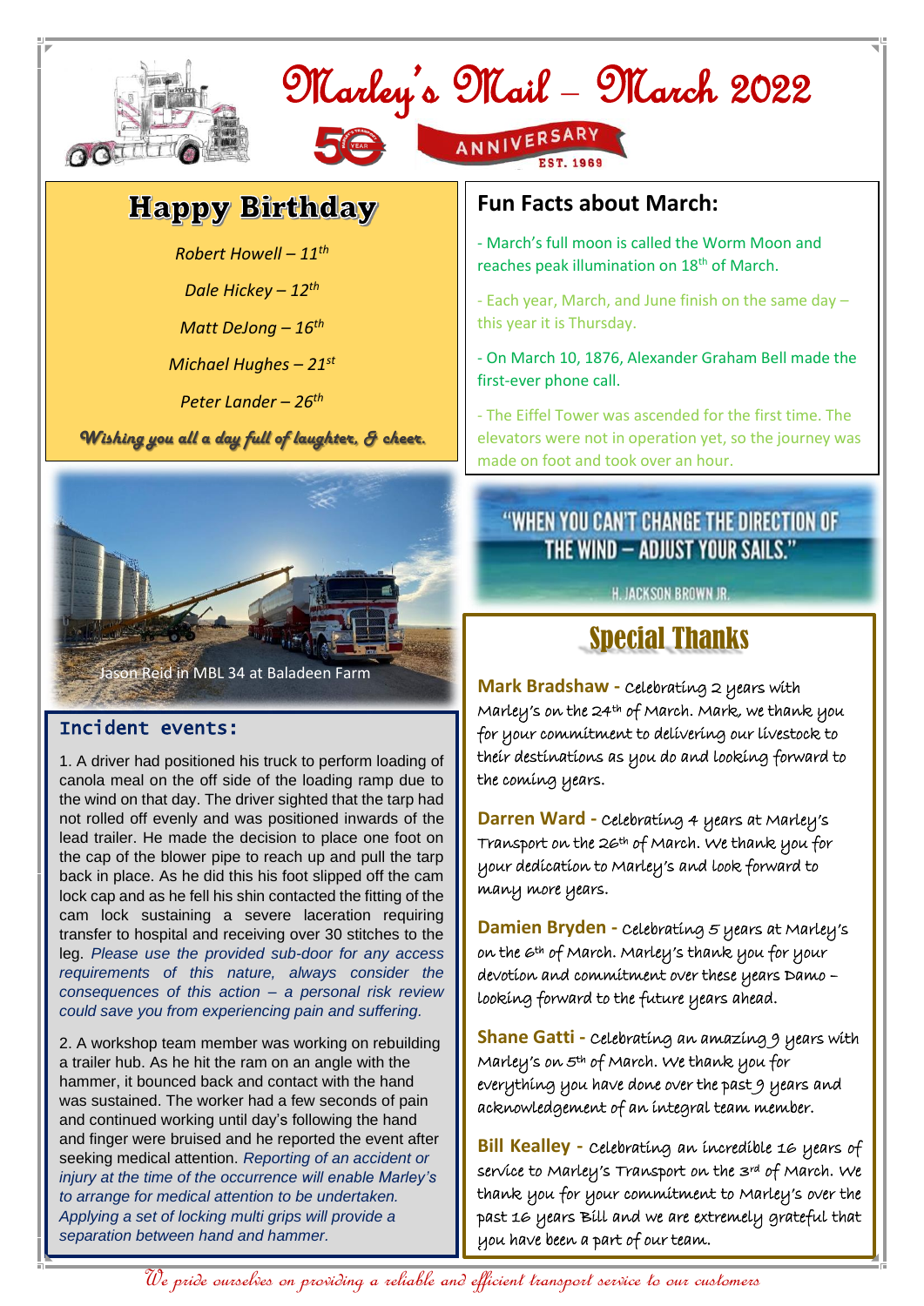# Marley's Mail – March 2022

ANNIVERSARY

EST. 1969

## Happy Birthday

*Robert Howell – 11th*

*Dale Hickey – 12th*

*Matt DeJong – 16th*

*Michael Hughes – 21st*

*Peter Lander – 26th*

***Wishing you all a day full of laughter, & cheer.***

## Fun Facts about March:

- March's full moon is called the Worm Moon and reaches peak illumination on 18th of March.

- Each year, March, and June finish on the same day – this year it is Thursday.

- On March 10, 1876, Alexander Graham Bell made the first-ever phone call.

- The Eiffel Tower was ascended for the first time. The elevators were not in operation yet, so the journey was made on foot and took over an hour.

Jason Reid in MBL 34 at Baladeen Farm

"WHEN YOU CAN'T CHANGE THE DIRECTION OF THE WIND – ADJUST YOUR SAILS."

H. JACKSON BROWN JR.

## Incident events:

1. A driver had positioned his truck to perform loading of canola meal on the off side of the loading ramp due to the wind on that day. The driver sighted that the tarp had not rolled off evenly and was positioned inwards of the lead trailer. He made the decision to place one foot on the cap of the blower pipe to reach up and pull the tarp back in place. As he did this his foot slipped off the cam lock cap and as he fell his shin contacted the fitting of the cam lock sustaining a severe laceration requiring transfer to hospital and receiving over 30 stitches to the leg. *Please use the provided sub-door for any access requirements of this nature, always consider the consequences of this action – a personal risk review could save you from experiencing pain and suffering.*

2. A workshop team member was working on rebuilding a trailer hub. As he hit the ram on an angle with the hammer, it bounced back and contact with the hand was sustained. The worker had a few seconds of pain and continued working until day's following the hand and finger were bruised and he reported the event after seeking medical attention. *Reporting of an accident or injury at the time of the occurrence will enable Marley's to arrange for medical attention to be undertaken. Applying a set of locking multi grips will provide a separation between hand and hammer.*

## Special Thanks

**Mark Bradshaw -** Celebrating 2 years with Marley's on the 24th of March. Mark, we thank you for your commitment to delivering our livestock to their destinations as you do and looking forward to the coming years.

**Darren Ward -** Celebrating 4 years at Marley's Transport on the 26th of March. We thank you for your dedication to Marley's and look forward to many more years.

**Damien Bryden -** Celebrating 5 years at Marley's on the 6th of March. Marley's thank you for your devotion and commitment over these years Damo – looking forward to the future years ahead.

**Shane Gatti -** Celebrating an amazing 9 years with Marley's on 5th of March. We thank you for everything you have done over the past 9 years and acknowledgement of an integral team member.

**Bill Kealley -** Celebrating an incredible 16 years of service to Marley's Transport on the 3rd of March. We thank you for your commitment to Marley's over the past 16 years Bill and we are extremely grateful that you have been a part of our team.

*We pride ourselves on providing a reliable and efficient transport service to our customers*